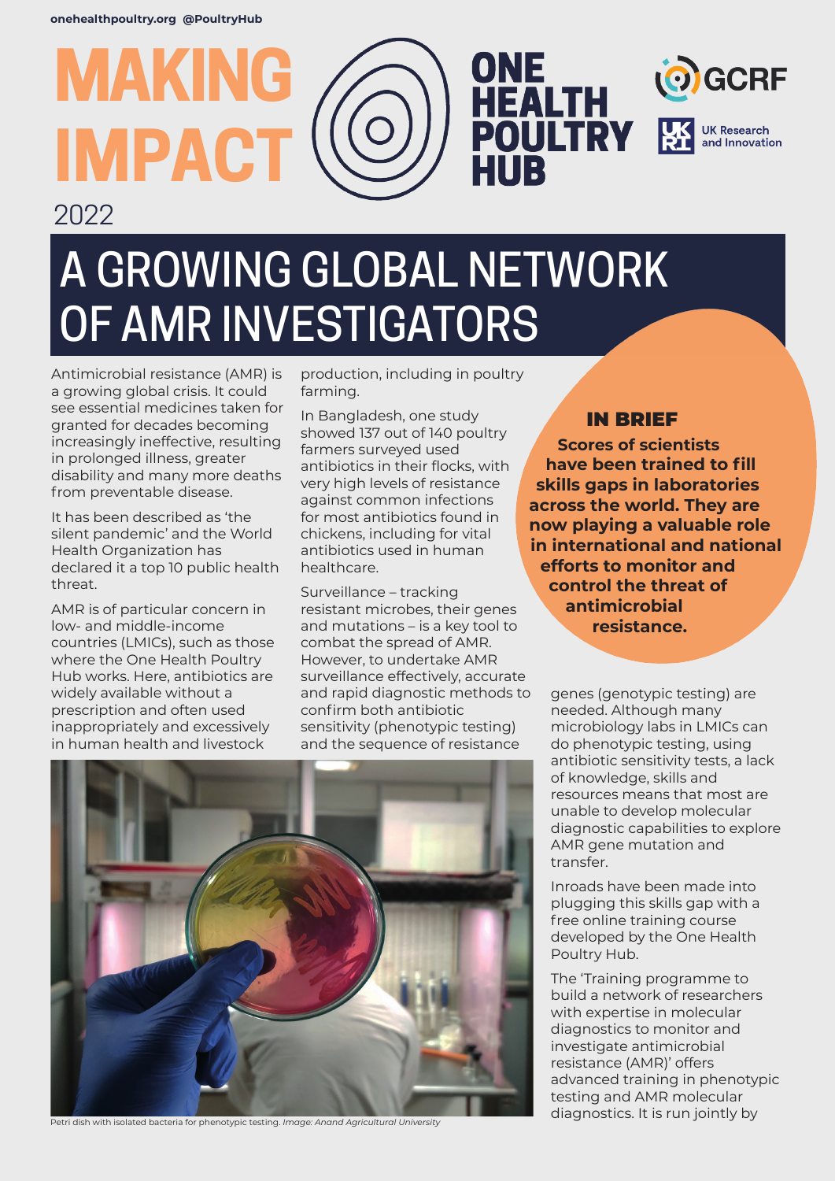onehealthpoultry.org @PoultryHub

# MAKING IMPACT

2022

ONE HEALTH POULTRY HUB

GCRF

UK Research and Innovation

# A GROWING GLOBAL NETWORK OF AMR INVESTIGATORS

**IN BRIEF**

**Scores of scientists have been trained to fill skills gaps in laboratories across the world. They are now playing a valuable role in international and national efforts to monitor and control the threat of antimicrobial resistance.**

Antimicrobial resistance (AMR) is a growing global crisis. It could see essential medicines taken for granted for decades becoming increasingly ineffective, resulting in prolonged illness, greater disability and many more deaths from preventable disease.

It has been described as 'the silent pandemic' and the World Health Organization has declared it a top 10 public health threat.

AMR is of particular concern in low- and middle-income countries (LMICs), such as those where the One Health Poultry Hub works. Here, antibiotics are widely available without a prescription and often used inappropriately and excessively in human health and livestock production, including in poultry farming.

In Bangladesh, one study showed 137 out of 140 poultry farmers surveyed used antibiotics in their flocks, with very high levels of resistance against common infections for most antibiotics found in chickens, including for vital antibiotics used in human healthcare.

Surveillance – tracking resistant microbes, their genes and mutations – is a key tool to combat the spread of AMR. However, to undertake AMR surveillance effectively, accurate and rapid diagnostic methods to confirm both antibiotic sensitivity (phenotypic testing) and the sequence of resistance genes (genotypic testing) are needed. Although many microbiology labs in LMICs can do phenotypic testing, using antibiotic sensitivity tests, a lack of knowledge, skills and resources means that most are unable to develop molecular diagnostic capabilities to explore AMR gene mutation and transfer.

Petri dish with isolated bacteria for phenotypic testing. *Image: Anand Agricultural University*

Inroads have been made into plugging this skills gap with a free online training course developed by the One Health Poultry Hub.

The 'Training programme to build a network of researchers with expertise in molecular diagnostics to monitor and investigate antimicrobial resistance (AMR)' offers advanced training in phenotypic testing and AMR molecular diagnostics. It is run jointly by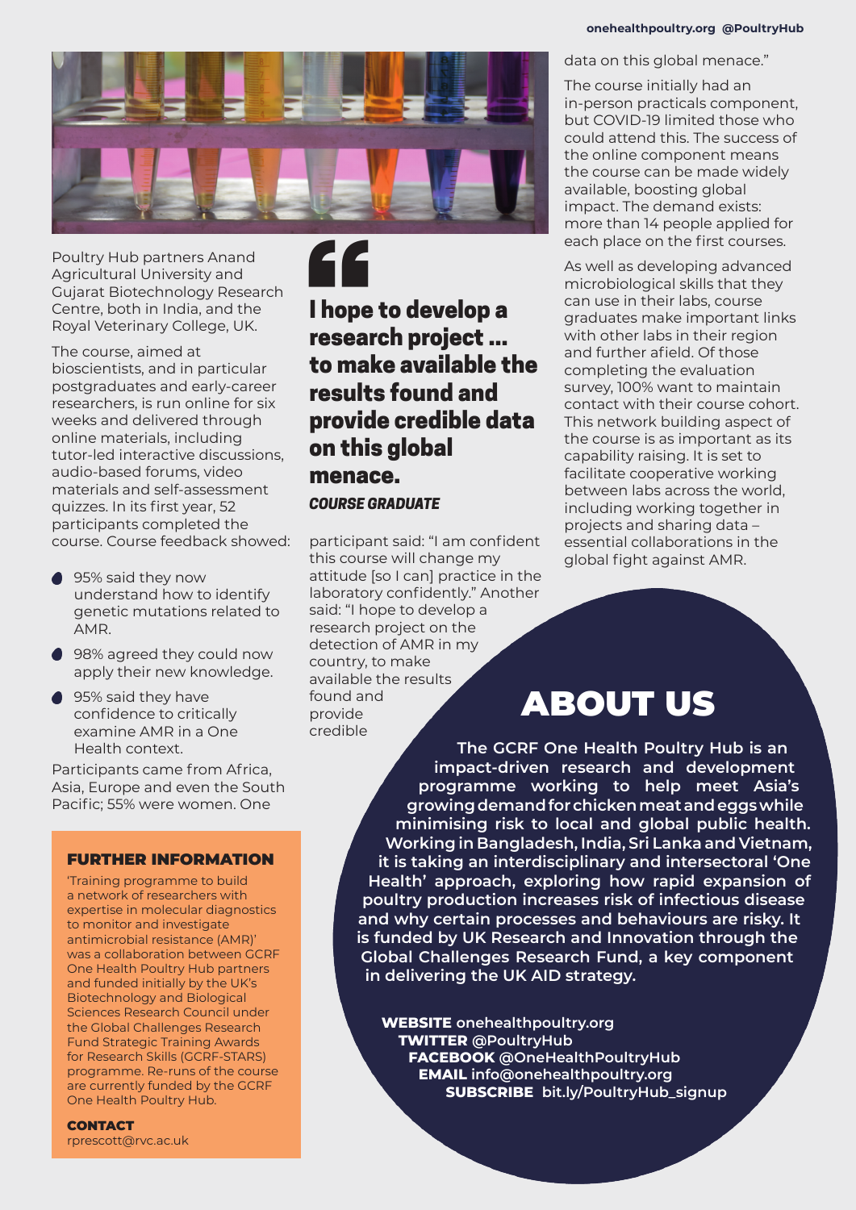Poultry Hub partners Anand Agricultural University and Gujarat Biotechnology Research Centre, both in India, and the Royal Veterinary College, UK.

The course, aimed at bioscientists, and in particular postgraduates and early-career researchers, is run online for six weeks and delivered through online materials, including tutor-led interactive discussions, audio-based forums, video materials and self-assessment quizzes. In its first year, 52 participants completed the course. Course feedback showed:

- 95% said they now understand how to identify genetic mutations related to AMR.
- 98% agreed they could now apply their new knowledge.
- 95% said they have confidence to critically examine AMR in a One Health context.

Participants came from Africa, Asia, Europe and even the South Pacific; 55% were women. One participant said: "I am confident this course will change my attitude [so I can] practice in the laboratory confidently." Another said: "I hope to develop a research project on the detection of AMR in my country, to make available the results found and provide credible data on this global menace."

> **"I hope to develop a research project ... to make available the results found and provide credible data on this global menace.**
>
> ***COURSE GRADUATE***

The course initially had an in-person practicals component, but COVID-19 limited those who could attend this. The success of the online component means the course can be made widely available, boosting global impact. The demand exists: more than 14 people applied for each place on the first courses.

As well as developing advanced microbiological skills that they can use in their labs, course graduates make important links with other labs in their region and further afield. Of those completing the evaluation survey, 100% want to maintain contact with their course cohort. This network building aspect of the course is as important as its capability raising. It is set to facilitate cooperative working between labs across the world, including working together in projects and sharing data – essential collaborations in the global fight against AMR.

### FURTHER INFORMATION

'Training programme to build a network of researchers with expertise in molecular diagnostics to monitor and investigate antimicrobial resistance (AMR)' was a collaboration between GCRF One Health Poultry Hub partners and funded initially by the UK's Biotechnology and Biological Sciences Research Council under the Global Challenges Research Fund Strategic Training Awards for Research Skills (GCRF-STARS) programme. Re-runs of the course are currently funded by the GCRF One Health Poultry Hub.

**CONTACT**
rprescott@rvc.ac.uk

## ABOUT US

**The GCRF One Health Poultry Hub is an impact-driven research and development programme working to help meet Asia's growing demand for chicken meat and eggs while minimising risk to local and global public health. Working in Bangladesh, India, Sri Lanka and Vietnam, it is taking an interdisciplinary and intersectoral 'One Health' approach, exploring how rapid expansion of poultry production increases risk of infectious disease and why certain processes and behaviours are risky. It is funded by UK Research and Innovation through the Global Challenges Research Fund, a key component in delivering the UK AID strategy.**

**WEBSITE** onehealthpoultry.org
**TWITTER** @PoultryHub
**FACEBOOK** @OneHealthPoultryHub
**EMAIL** info@onehealthpoultry.org
**SUBSCRIBE** bit.ly/PoultryHub_signup